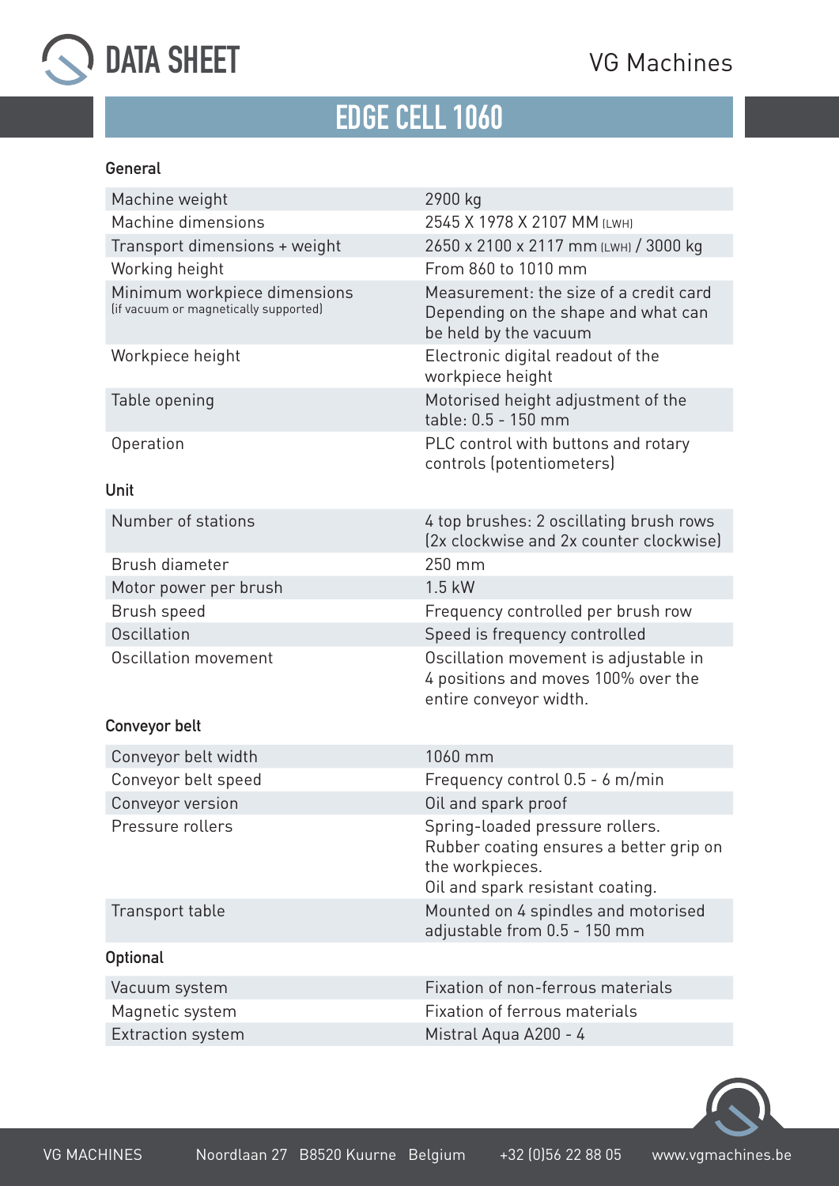# DATA SHEET

VG Machines

## EDGE CELL 1060

### General

| | |
|---|---|
| Machine weight | 2900 kg |
| Machine dimensions | 2545 X 1978 X 2107 MM (LWH) |
| Transport dimensions + weight | 2650 x 2100 x 2117 mm (LWH) / 3000 kg |
| Working height | From 860 to 1010 mm |
| Minimum workpiece dimensions (if vacuum or magnetically supported) | Measurement: the size of a credit card Depending on the shape and what can be held by the vacuum |
| Workpiece height | Electronic digital readout of the workpiece height |
| Table opening | Motorised height adjustment of the table: 0.5 - 150 mm |
| Operation | PLC control with buttons and rotary controls (potentiometers) |

### Unit

| | |
|---|---|
| Number of stations | 4 top brushes: 2 oscillating brush rows (2x clockwise and 2x counter clockwise) |
| Brush diameter | 250 mm |
| Motor power per brush | 1.5 kW |
| Brush speed | Frequency controlled per brush row |
| Oscillation | Speed is frequency controlled |
| Oscillation movement | Oscillation movement is adjustable in 4 positions and moves 100% over the entire conveyor width. |

### Conveyor belt

| | |
|---|---|
| Conveyor belt width | 1060 mm |
| Conveyor belt speed | Frequency control 0.5 - 6 m/min |
| Conveyor version | Oil and spark proof |
| Pressure rollers | Spring-loaded pressure rollers. Rubber coating ensures a better grip on the workpieces. Oil and spark resistant coating. |
| Transport table | Mounted on 4 spindles and motorised adjustable from 0.5 - 150 mm |

### Optional

| | |
|---|---|
| Vacuum system | Fixation of non-ferrous materials |
| Magnetic system | Fixation of ferrous materials |
| Extraction system | Mistral Aqua A200 - 4 |

VG MACHINES Noordlaan 27 B8520 Kuurne Belgium +32 (0)56 22 88 05 www.vgmachines.be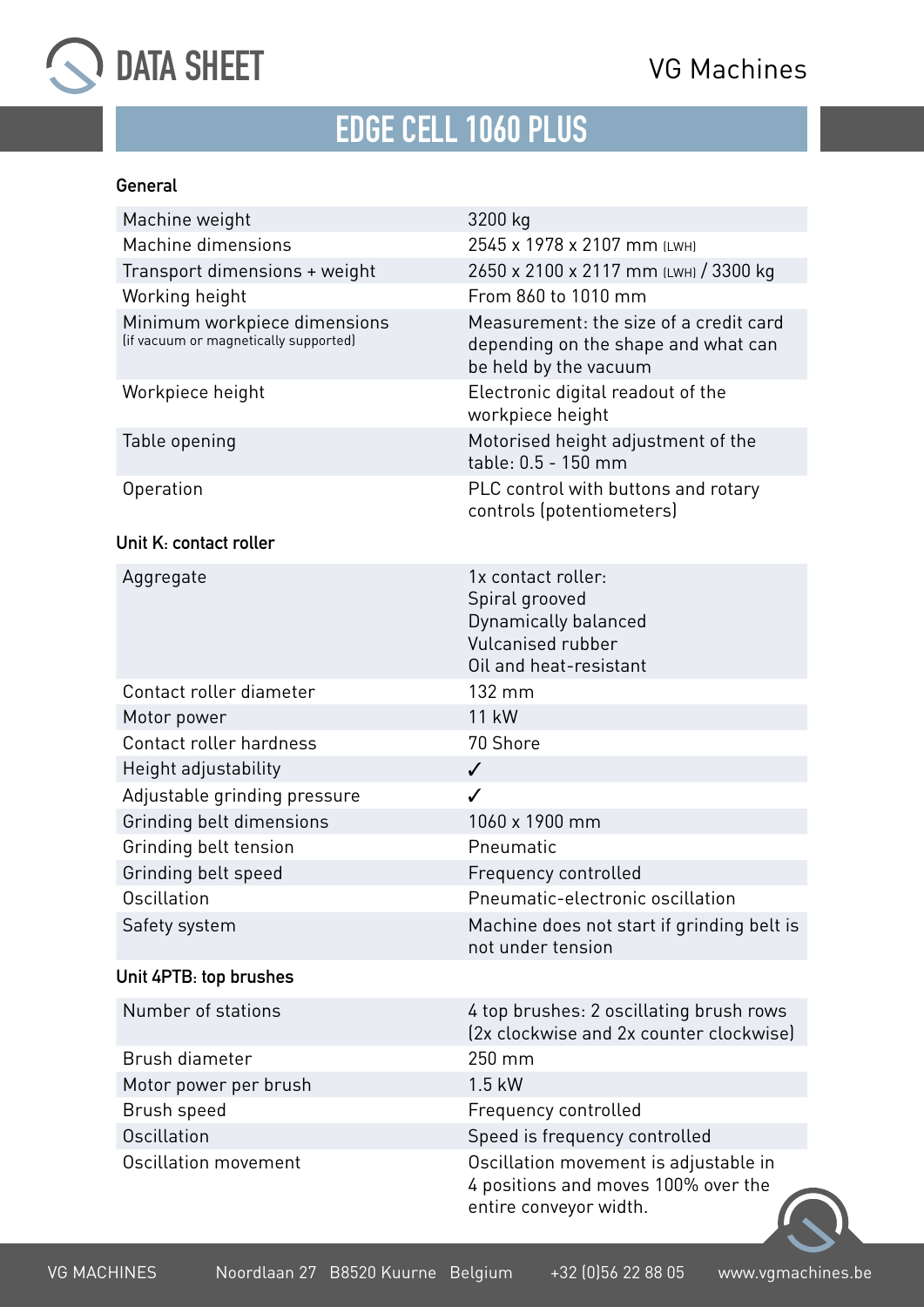# DATA SHEET

VG Machines

## EDGE CELL 1060 PLUS

### General

| | |
|---|---|
| Machine weight | 3200 kg |
| Machine dimensions | 2545 x 1978 x 2107 mm (LWH) |
| Transport dimensions + weight | 2650 x 2100 x 2117 mm (LWH) / 3300 kg |
| Working height | From 860 to 1010 mm |
| Minimum workpiece dimensions (if vacuum or magnetically supported) | Measurement: the size of a credit card depending on the shape and what can be held by the vacuum |
| Workpiece height | Electronic digital readout of the workpiece height |
| Table opening | Motorised height adjustment of the table: 0.5 - 150 mm |
| Operation | PLC control with buttons and rotary controls (potentiometers) |

### Unit K: contact roller

| | |
|---|---|
| Aggregate | 1x contact roller:<br>Spiral grooved<br>Dynamically balanced<br>Vulcanised rubber<br>Oil and heat-resistant |
| Contact roller diameter | 132 mm |
| Motor power | 11 kW |
| Contact roller hardness | 70 Shore |
| Height adjustability | ✓ |
| Adjustable grinding pressure | ✓ |
| Grinding belt dimensions | 1060 x 1900 mm |
| Grinding belt tension | Pneumatic |
| Grinding belt speed | Frequency controlled |
| Oscillation | Pneumatic-electronic oscillation |
| Safety system | Machine does not start if grinding belt is not under tension |

### Unit 4PTB: top brushes

| | |
|---|---|
| Number of stations | 4 top brushes: 2 oscillating brush rows (2x clockwise and 2x counter clockwise) |
| Brush diameter | 250 mm |
| Motor power per brush | 1.5 kW |
| Brush speed | Frequency controlled |
| Oscillation | Speed is frequency controlled |
| Oscillation movement | Oscillation movement is adjustable in 4 positions and moves 100% over the entire conveyor width. |

VG MACHINES Noordlaan 27 B8520 Kuurne Belgium +32 (0)56 22 88 05 www.vgmachines.be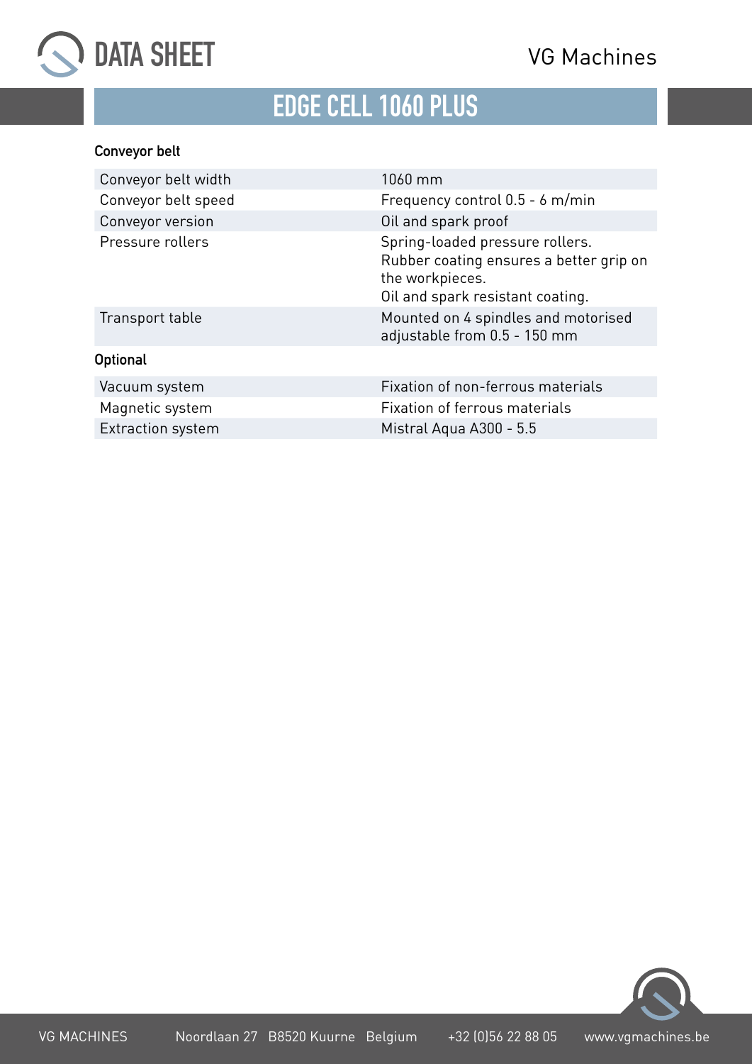# EDGE CELL 1060 PLUS

### Conveyor belt

| | |
|---|---|
| Conveyor belt width | 1060 mm |
| Conveyor belt speed | Frequency control 0.5 - 6 m/min |
| Conveyor version | Oil and spark proof |
| Pressure rollers | Spring-loaded pressure rollers.<br>Rubber coating ensures a better grip on the workpieces.<br>Oil and spark resistant coating. |
| Transport table | Mounted on 4 spindles and motorised adjustable from 0.5 - 150 mm |

### Optional

| | |
|---|---|
| Vacuum system | Fixation of non-ferrous materials |
| Magnetic system | Fixation of ferrous materials |
| Extraction system | Mistral Aqua A300 - 5.5 |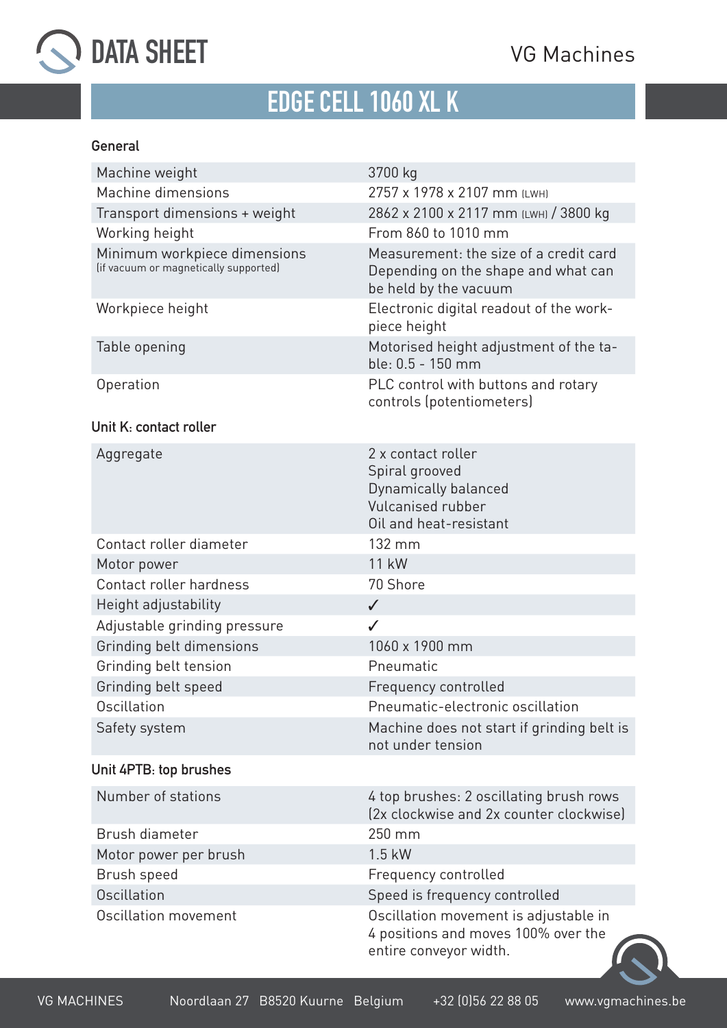# DATA SHEET

VG Machines

## EDGE CELL 1060 XL K

### General

| | |
|---|---|
| Machine weight | 3700 kg |
| Machine dimensions | 2757 x 1978 x 2107 mm (LWH) |
| Transport dimensions + weight | 2862 x 2100 x 2117 mm (LWH) / 3800 kg |
| Working height | From 860 to 1010 mm |
| Minimum workpiece dimensions (if vacuum or magnetically supported) | Measurement: the size of a credit card Depending on the shape and what can be held by the vacuum |
| Workpiece height | Electronic digital readout of the work-piece height |
| Table opening | Motorised height adjustment of the table: 0.5 - 150 mm |
| Operation | PLC control with buttons and rotary controls (potentiometers) |

### Unit K: contact roller

| | |
|---|---|
| Aggregate | 2 x contact roller<br>Spiral grooved<br>Dynamically balanced<br>Vulcanised rubber<br>Oil and heat-resistant |
| Contact roller diameter | 132 mm |
| Motor power | 11 kW |
| Contact roller hardness | 70 Shore |
| Height adjustability | ✓ |
| Adjustable grinding pressure | ✓ |
| Grinding belt dimensions | 1060 x 1900 mm |
| Grinding belt tension | Pneumatic |
| Grinding belt speed | Frequency controlled |
| Oscillation | Pneumatic-electronic oscillation |
| Safety system | Machine does not start if grinding belt is not under tension |

### Unit 4PTB: top brushes

| | |
|---|---|
| Number of stations | 4 top brushes: 2 oscillating brush rows (2x clockwise and 2x counter clockwise) |
| Brush diameter | 250 mm |
| Motor power per brush | 1.5 kW |
| Brush speed | Frequency controlled |
| Oscillation | Speed is frequency controlled |
| Oscillation movement | Oscillation movement is adjustable in 4 positions and moves 100% over the entire conveyor width. |

VG MACHINES Noordlaan 27 B8520 Kuurne Belgium +32 (0)56 22 88 05 www.vgmachines.be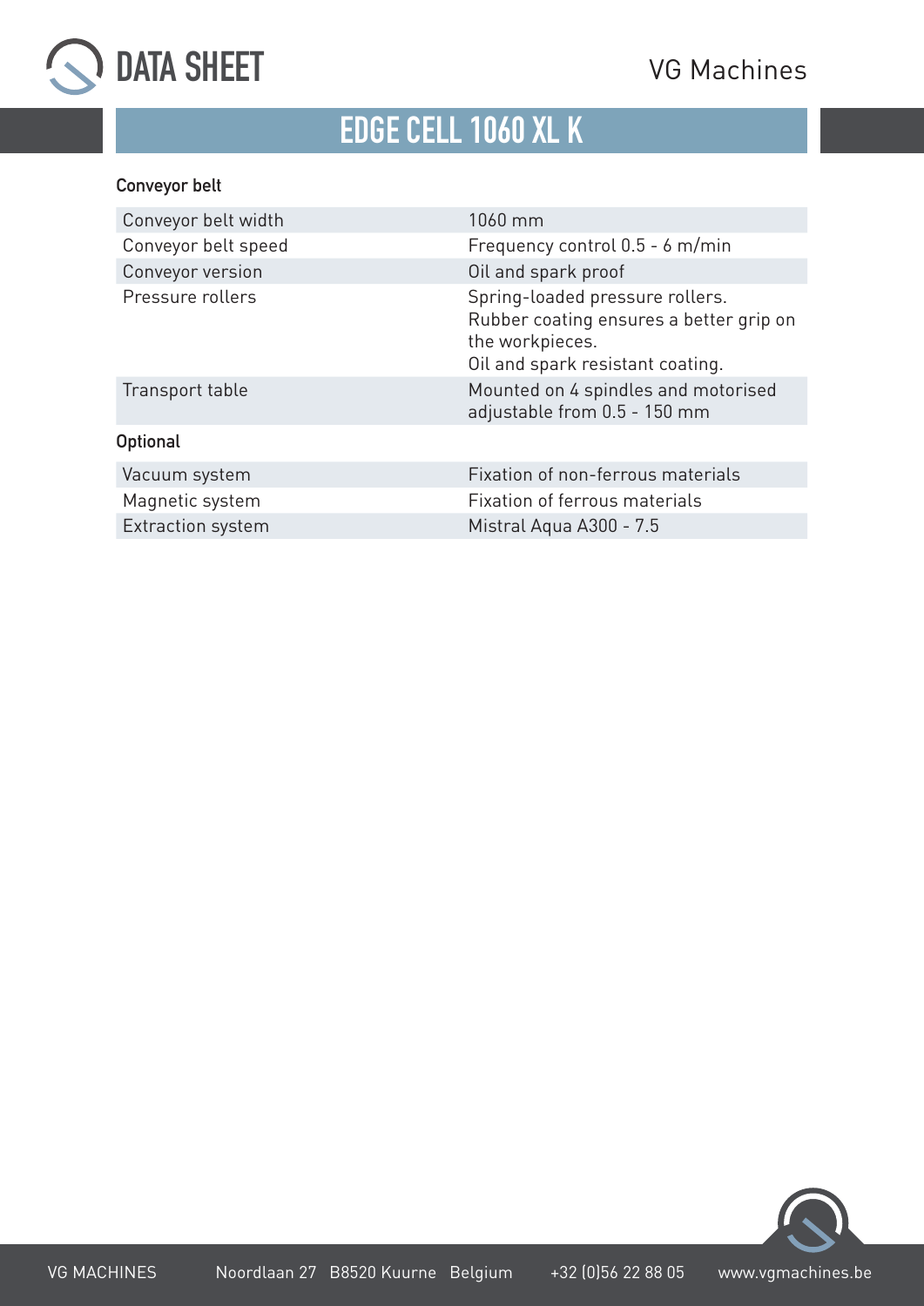# EDGE CELL 1060 XL K

### Conveyor belt

| | |
|---|---|
| Conveyor belt width | 1060 mm |
| Conveyor belt speed | Frequency control 0.5 - 6 m/min |
| Conveyor version | Oil and spark proof |
| Pressure rollers | Spring-loaded pressure rollers.<br>Rubber coating ensures a better grip on the workpieces.<br>Oil and spark resistant coating. |
| Transport table | Mounted on 4 spindles and motorised adjustable from 0.5 - 150 mm |

### Optional

| | |
|---|---|
| Vacuum system | Fixation of non-ferrous materials |
| Magnetic system | Fixation of ferrous materials |
| Extraction system | Mistral Aqua A300 - 7.5 |